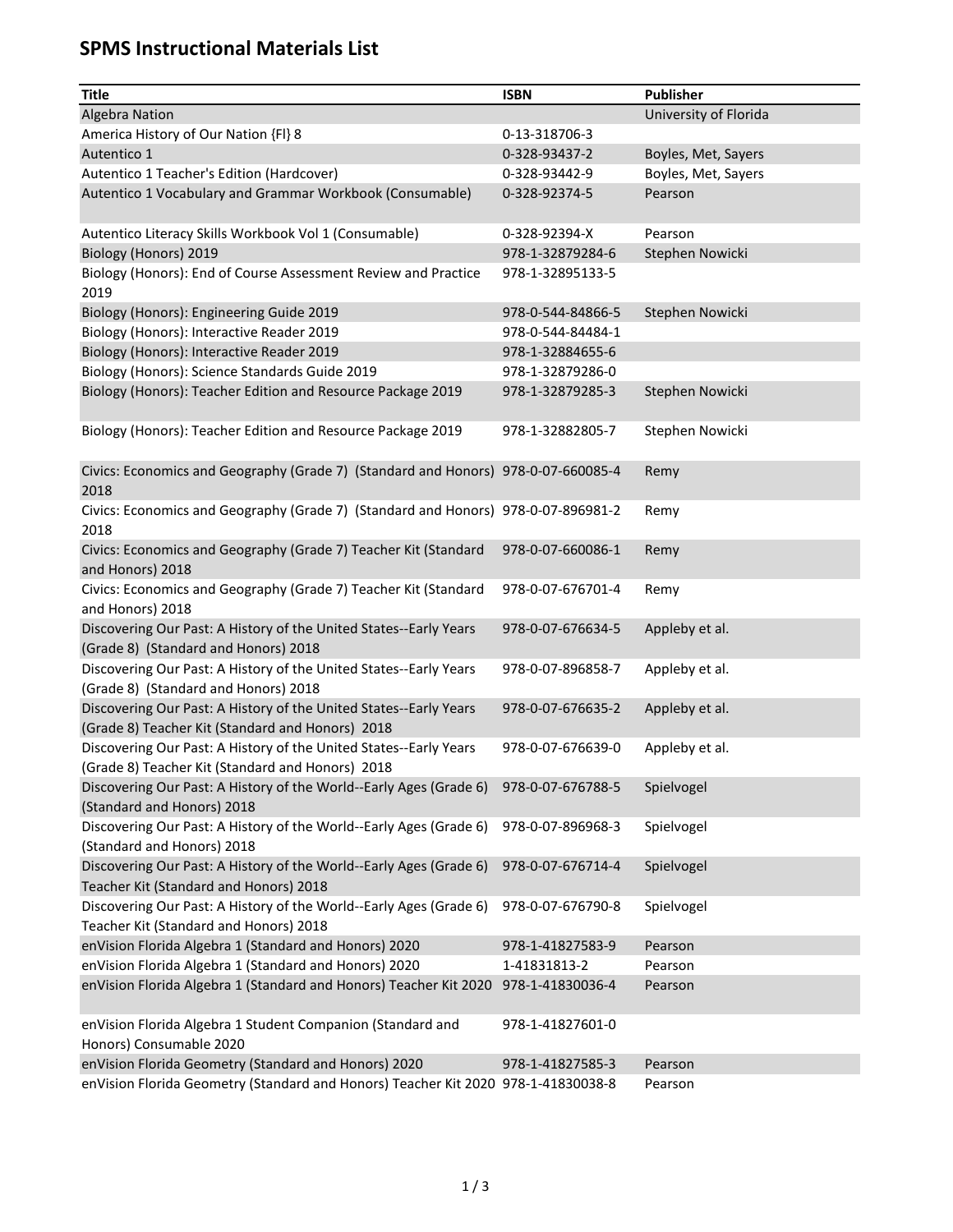# SPMS Instructional Materials List

| Title | ISBN | Publisher |
| --- | --- | --- |
| Algebra Nation | | University of Florida |
| America History of Our Nation {Fl} 8 | 0-13-318706-3 | |
| Autentico 1 | 0-328-93437-2 | Boyles, Met, Sayers |
| Autentico 1 Teacher's Edition (Hardcover) | 0-328-93442-9 | Boyles, Met, Sayers |
| Autentico 1 Vocabulary and Grammar Workbook (Consumable) | 0-328-92374-5 | Pearson |
| Autentico Literacy Skills Workbook Vol 1 (Consumable) | 0-328-92394-X | Pearson |
| Biology (Honors) 2019 | 978-1-32879284-6 | Stephen Nowicki |
| Biology (Honors): End of Course Assessment Review and Practice 2019 | 978-1-32895133-5 | |
| Biology (Honors): Engineering Guide 2019 | 978-0-544-84866-5 | Stephen Nowicki |
| Biology (Honors): Interactive Reader 2019 | 978-0-544-84484-1 | |
| Biology (Honors): Interactive Reader 2019 | 978-1-32884655-6 | |
| Biology (Honors): Science Standards Guide 2019 | 978-1-32879286-0 | |
| Biology (Honors): Teacher Edition and Resource Package 2019 | 978-1-32879285-3 | Stephen Nowicki |
| Biology (Honors): Teacher Edition and Resource Package 2019 | 978-1-32882805-7 | Stephen Nowicki |
| Civics: Economics and Geography (Grade 7) (Standard and Honors) 2018 | 978-0-07-660085-4 | Remy |
| Civics: Economics and Geography (Grade 7) (Standard and Honors) 2018 | 978-0-07-896981-2 | Remy |
| Civics: Economics and Geography (Grade 7) Teacher Kit (Standard and Honors) 2018 | 978-0-07-660086-1 | Remy |
| Civics: Economics and Geography (Grade 7) Teacher Kit (Standard and Honors) 2018 | 978-0-07-676701-4 | Remy |
| Discovering Our Past: A History of the United States--Early Years (Grade 8) (Standard and Honors) 2018 | 978-0-07-676634-5 | Appleby et al. |
| Discovering Our Past: A History of the United States--Early Years (Grade 8) (Standard and Honors) 2018 | 978-0-07-896858-7 | Appleby et al. |
| Discovering Our Past: A History of the United States--Early Years (Grade 8) Teacher Kit (Standard and Honors) 2018 | 978-0-07-676635-2 | Appleby et al. |
| Discovering Our Past: A History of the United States--Early Years (Grade 8) Teacher Kit (Standard and Honors) 2018 | 978-0-07-676639-0 | Appleby et al. |
| Discovering Our Past: A History of the World--Early Ages (Grade 6) (Standard and Honors) 2018 | 978-0-07-676788-5 | Spielvogel |
| Discovering Our Past: A History of the World--Early Ages (Grade 6) (Standard and Honors) 2018 | 978-0-07-896968-3 | Spielvogel |
| Discovering Our Past: A History of the World--Early Ages (Grade 6) Teacher Kit (Standard and Honors) 2018 | 978-0-07-676714-4 | Spielvogel |
| Discovering Our Past: A History of the World--Early Ages (Grade 6) Teacher Kit (Standard and Honors) 2018 | 978-0-07-676790-8 | Spielvogel |
| enVision Florida Algebra 1 (Standard and Honors) 2020 | 978-1-41827583-9 | Pearson |
| enVision Florida Algebra 1 (Standard and Honors) 2020 | 1-41831813-2 | Pearson |
| enVision Florida Algebra 1 (Standard and Honors) Teacher Kit 2020 | 978-1-41830036-4 | Pearson |
| enVision Florida Algebra 1 Student Companion (Standard and Honors) Consumable 2020 | 978-1-41827601-0 | |
| enVision Florida Geometry (Standard and Honors) 2020 | 978-1-41827585-3 | Pearson |
| enVision Florida Geometry (Standard and Honors) Teacher Kit 2020 | 978-1-41830038-8 | Pearson |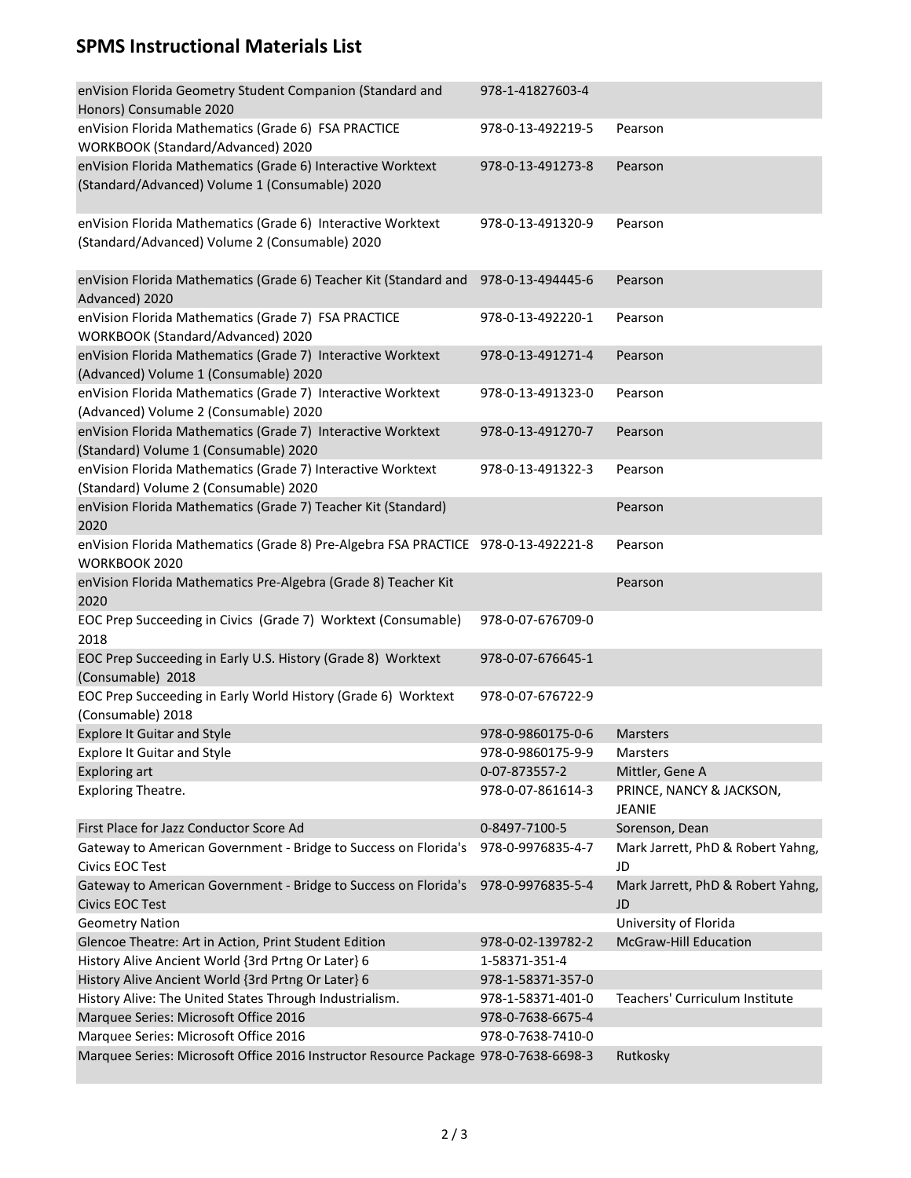## SPMS Instructional Materials List

| Title | ISBN | Author/Publisher |
|---|---|---|
| enVision Florida Geometry Student Companion (Standard and Honors) Consumable 2020 | 978-1-41827603-4 | |
| enVision Florida Mathematics (Grade 6) FSA PRACTICE WORKBOOK (Standard/Advanced) 2020 | 978-0-13-492219-5 | Pearson |
| enVision Florida Mathematics (Grade 6) Interactive Worktext (Standard/Advanced) Volume 1 (Consumable) 2020 | 978-0-13-491273-8 | Pearson |
| enVision Florida Mathematics (Grade 6) Interactive Worktext (Standard/Advanced) Volume 2 (Consumable) 2020 | 978-0-13-491320-9 | Pearson |
| enVision Florida Mathematics (Grade 6) Teacher Kit (Standard and Advanced) 2020 | 978-0-13-494445-6 | Pearson |
| enVision Florida Mathematics (Grade 7) FSA PRACTICE WORKBOOK (Standard/Advanced) 2020 | 978-0-13-492220-1 | Pearson |
| enVision Florida Mathematics (Grade 7) Interactive Worktext (Advanced) Volume 1 (Consumable) 2020 | 978-0-13-491271-4 | Pearson |
| enVision Florida Mathematics (Grade 7) Interactive Worktext (Advanced) Volume 2 (Consumable) 2020 | 978-0-13-491323-0 | Pearson |
| enVision Florida Mathematics (Grade 7) Interactive Worktext (Standard) Volume 1 (Consumable) 2020 | 978-0-13-491270-7 | Pearson |
| enVision Florida Mathematics (Grade 7) Interactive Worktext (Standard) Volume 2 (Consumable) 2020 | 978-0-13-491322-3 | Pearson |
| enVision Florida Mathematics (Grade 7) Teacher Kit (Standard) 2020 | | Pearson |
| enVision Florida Mathematics (Grade 8) Pre-Algebra FSA PRACTICE WORKBOOK 2020 | 978-0-13-492221-8 | Pearson |
| enVision Florida Mathematics Pre-Algebra (Grade 8) Teacher Kit 2020 | | Pearson |
| EOC Prep Succeeding in Civics (Grade 7) Worktext (Consumable) 2018 | 978-0-07-676709-0 | |
| EOC Prep Succeeding in Early U.S. History (Grade 8) Worktext (Consumable) 2018 | 978-0-07-676645-1 | |
| EOC Prep Succeeding in Early World History (Grade 6) Worktext (Consumable) 2018 | 978-0-07-676722-9 | |
| Explore It Guitar and Style | 978-0-9860175-0-6 | Marsters |
| Explore It Guitar and Style | 978-0-9860175-9-9 | Marsters |
| Exploring art | 0-07-873557-2 | Mittler, Gene A |
| Exploring Theatre. | 978-0-07-861614-3 | PRINCE, NANCY & JACKSON, JEANIE |
| First Place for Jazz Conductor Score Ad | 0-8497-7100-5 | Sorenson, Dean |
| Gateway to American Government - Bridge to Success on Florida's Civics EOC Test | 978-0-9976835-4-7 | Mark Jarrett, PhD & Robert Yahng, JD |
| Gateway to American Government - Bridge to Success on Florida's Civics EOC Test | 978-0-9976835-5-4 | Mark Jarrett, PhD & Robert Yahng, JD |
| Geometry Nation | | University of Florida |
| Glencoe Theatre: Art in Action, Print Student Edition | 978-0-02-139782-2 | McGraw-Hill Education |
| History Alive Ancient World {3rd Prtng Or Later} 6 | 1-58371-351-4 | |
| History Alive Ancient World {3rd Prtng Or Later} 6 | 978-1-58371-357-0 | |
| History Alive: The United States Through Industrialism. | 978-1-58371-401-0 | Teachers' Curriculum Institute |
| Marquee Series: Microsoft Office 2016 | 978-0-7638-6675-4 | |
| Marquee Series: Microsoft Office 2016 | 978-0-7638-7410-0 | |
| Marquee Series: Microsoft Office 2016 Instructor Resource Package | 978-0-7638-6698-3 | Rutkosky |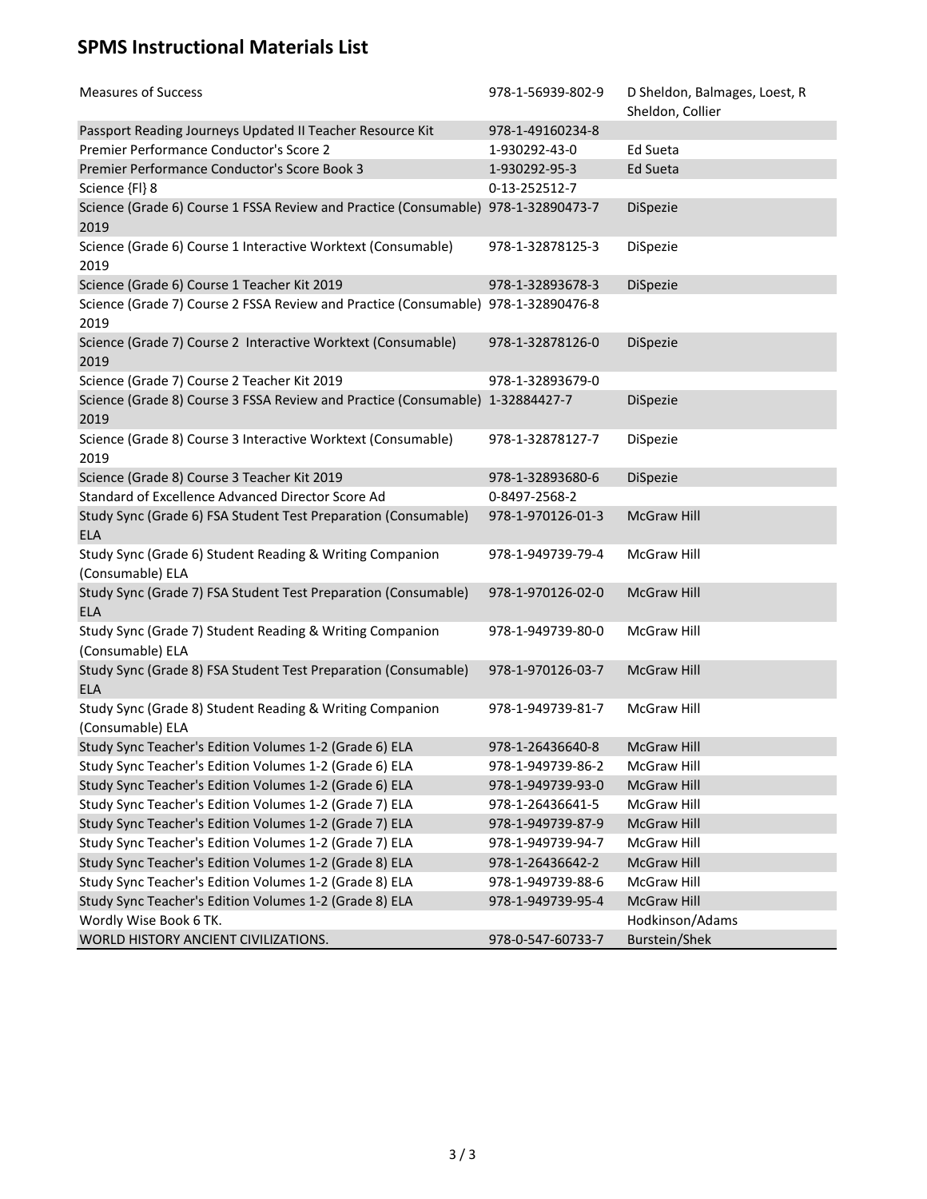## SPMS Instructional Materials List

| | | |
|---|---|---|
| Measures of Success | 978-1-56939-802-9 | D Sheldon, Balmages, Loest, R Sheldon, Collier |
| Passport Reading Journeys Updated II Teacher Resource Kit | 978-1-49160234-8 | |
| Premier Performance Conductor's Score 2 | 1-930292-43-0 | Ed Sueta |
| Premier Performance Conductor's Score Book 3 | 1-930292-95-3 | Ed Sueta |
| Science {Fl} 8 | 0-13-252512-7 | |
| Science (Grade 6) Course 1 FSSA Review and Practice (Consumable) 2019 | 978-1-32890473-7 | DiSpezie |
| Science (Grade 6) Course 1 Interactive Worktext (Consumable) 2019 | 978-1-32878125-3 | DiSpezie |
| Science (Grade 6) Course 1 Teacher Kit 2019 | 978-1-32893678-3 | DiSpezie |
| Science (Grade 7) Course 2 FSSA Review and Practice (Consumable) 2019 | 978-1-32890476-8 | |
| Science (Grade 7) Course 2 Interactive Worktext (Consumable) 2019 | 978-1-32878126-0 | DiSpezie |
| Science (Grade 7) Course 2 Teacher Kit 2019 | 978-1-32893679-0 | |
| Science (Grade 8) Course 3 FSSA Review and Practice (Consumable) 2019 | 1-32884427-7 | DiSpezie |
| Science (Grade 8) Course 3 Interactive Worktext (Consumable) 2019 | 978-1-32878127-7 | DiSpezie |
| Science (Grade 8) Course 3 Teacher Kit 2019 | 978-1-32893680-6 | DiSpezie |
| Standard of Excellence Advanced Director Score Ad | 0-8497-2568-2 | |
| Study Sync (Grade 6) FSA Student Test Preparation (Consumable) ELA | 978-1-970126-01-3 | McGraw Hill |
| Study Sync (Grade 6) Student Reading & Writing Companion (Consumable) ELA | 978-1-949739-79-4 | McGraw Hill |
| Study Sync (Grade 7) FSA Student Test Preparation (Consumable) ELA | 978-1-970126-02-0 | McGraw Hill |
| Study Sync (Grade 7) Student Reading & Writing Companion (Consumable) ELA | 978-1-949739-80-0 | McGraw Hill |
| Study Sync (Grade 8) FSA Student Test Preparation (Consumable) ELA | 978-1-970126-03-7 | McGraw Hill |
| Study Sync (Grade 8) Student Reading & Writing Companion (Consumable) ELA | 978-1-949739-81-7 | McGraw Hill |
| Study Sync Teacher's Edition Volumes 1-2 (Grade 6) ELA | 978-1-26436640-8 | McGraw Hill |
| Study Sync Teacher's Edition Volumes 1-2 (Grade 6) ELA | 978-1-949739-86-2 | McGraw Hill |
| Study Sync Teacher's Edition Volumes 1-2 (Grade 6) ELA | 978-1-949739-93-0 | McGraw Hill |
| Study Sync Teacher's Edition Volumes 1-2 (Grade 7) ELA | 978-1-26436641-5 | McGraw Hill |
| Study Sync Teacher's Edition Volumes 1-2 (Grade 7) ELA | 978-1-949739-87-9 | McGraw Hill |
| Study Sync Teacher's Edition Volumes 1-2 (Grade 7) ELA | 978-1-949739-94-7 | McGraw Hill |
| Study Sync Teacher's Edition Volumes 1-2 (Grade 8) ELA | 978-1-26436642-2 | McGraw Hill |
| Study Sync Teacher's Edition Volumes 1-2 (Grade 8) ELA | 978-1-949739-88-6 | McGraw Hill |
| Study Sync Teacher's Edition Volumes 1-2 (Grade 8) ELA | 978-1-949739-95-4 | McGraw Hill |
| Wordly Wise Book 6 TK. | | Hodkinson/Adams |
| WORLD HISTORY ANCIENT CIVILIZATIONS. | 978-0-547-60733-7 | Burstein/Shek |